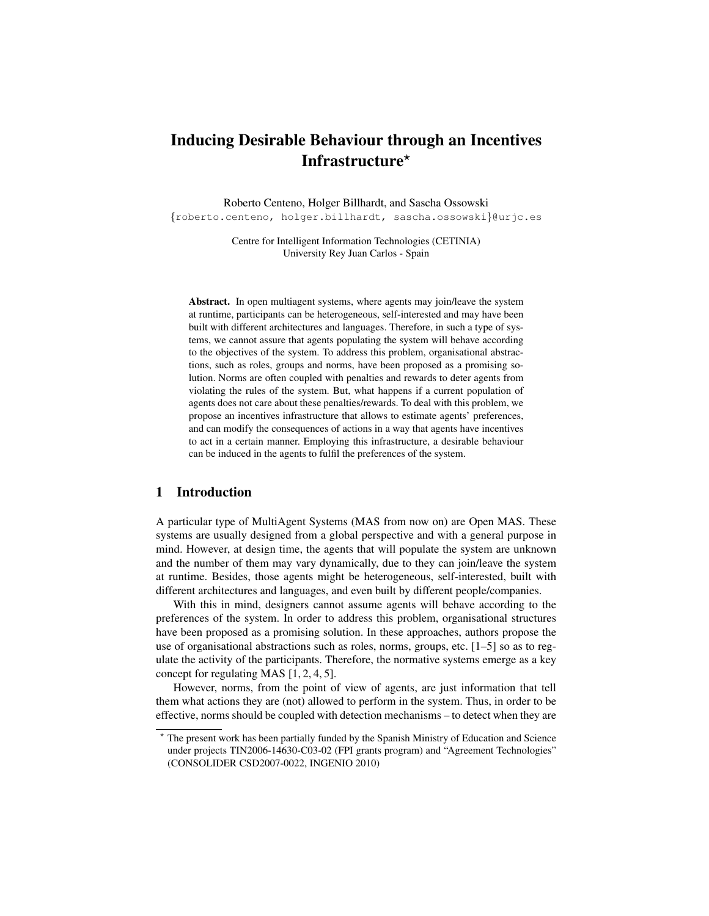# Inducing Desirable Behaviour through an Incentives Infrastructure*

Roberto Centeno, Holger Billhardt, and Sascha Ossowski
{roberto.centeno, holger.billhardt, sascha.ossowski}@urjc.es

Centre for Intelligent Information Technologies (CETINIA)
University Rey Juan Carlos - Spain

**Abstract.** In open multiagent systems, where agents may join/leave the system at runtime, participants can be heterogeneous, self-interested and may have been built with different architectures and languages. Therefore, in such a type of systems, we cannot assure that agents populating the system will behave according to the objectives of the system. To address this problem, organisational abstractions, such as roles, groups and norms, have been proposed as a promising solution. Norms are often coupled with penalties and rewards to deter agents from violating the rules of the system. But, what happens if a current population of agents does not care about these penalties/rewards. To deal with this problem, we propose an incentives infrastructure that allows to estimate agents' preferences, and can modify the consequences of actions in a way that agents have incentives to act in a certain manner. Employing this infrastructure, a desirable behaviour can be induced in the agents to fulfil the preferences of the system.

## 1 Introduction

A particular type of MultiAgent Systems (MAS from now on) are Open MAS. These systems are usually designed from a global perspective and with a general purpose in mind. However, at design time, the agents that will populate the system are unknown and the number of them may vary dynamically, due to they can join/leave the system at runtime. Besides, those agents might be heterogeneous, self-interested, built with different architectures and languages, and even built by different people/companies.

With this in mind, designers cannot assume agents will behave according to the preferences of the system. In order to address this problem, organisational structures have been proposed as a promising solution. In these approaches, authors propose the use of organisational abstractions such as roles, norms, groups, etc. [1–5] so as to regulate the activity of the participants. Therefore, the normative systems emerge as a key concept for regulating MAS [1, 2, 4, 5].

However, norms, from the point of view of agents, are just information that tell them what actions they are (not) allowed to perform in the system. Thus, in order to be effective, norms should be coupled with detection mechanisms – to detect when they are

* The present work has been partially funded by the Spanish Ministry of Education and Science under projects TIN2006-14630-C03-02 (FPI grants program) and "Agreement Technologies" (CONSOLIDER CSD2007-0022, INGENIO 2010)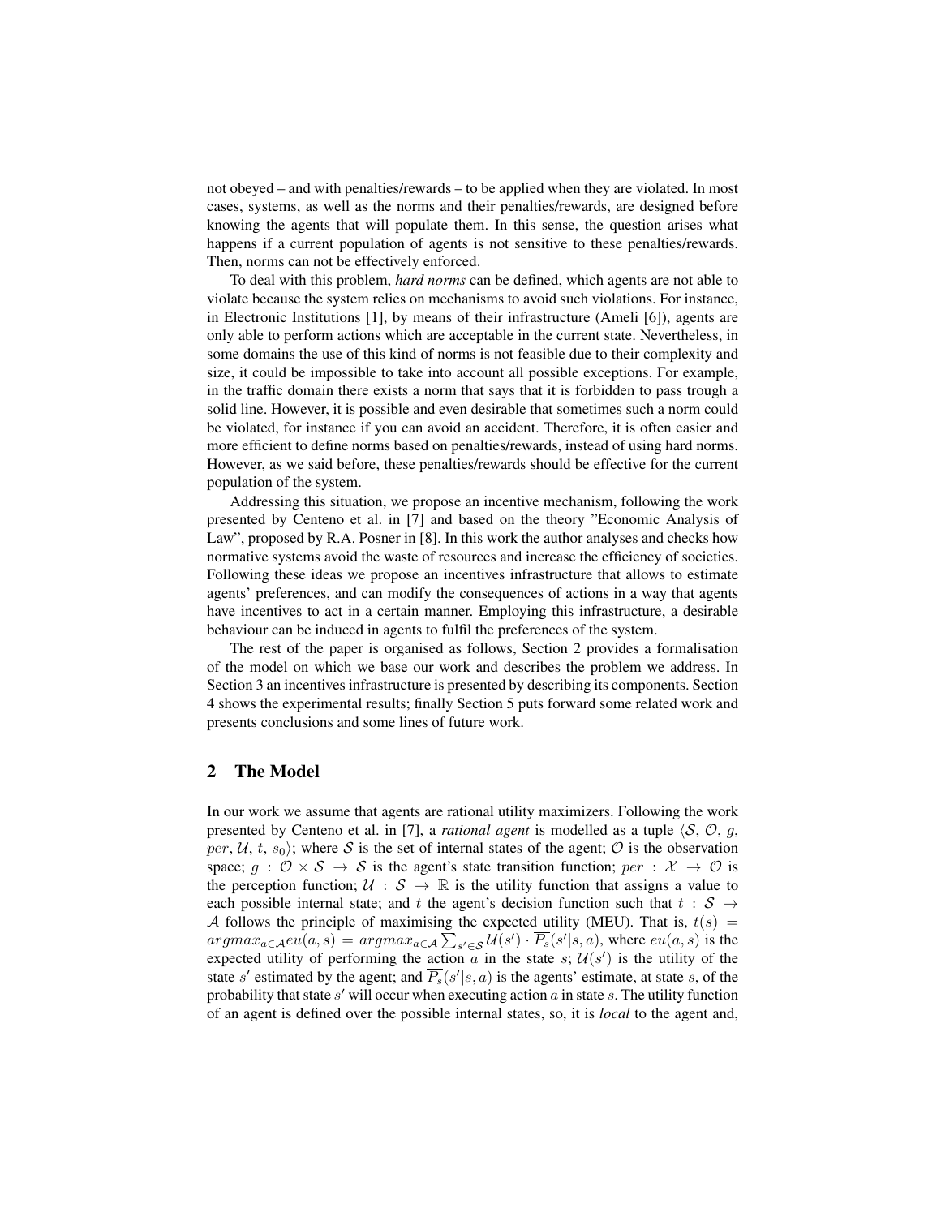not obeyed – and with penalties/rewards – to be applied when they are violated. In most cases, systems, as well as the norms and their penalties/rewards, are designed before knowing the agents that will populate them. In this sense, the question arises what happens if a current population of agents is not sensitive to these penalties/rewards. Then, norms can not be effectively enforced.

To deal with this problem, *hard norms* can be defined, which agents are not able to violate because the system relies on mechanisms to avoid such violations. For instance, in Electronic Institutions [1], by means of their infrastructure (Ameli [6]), agents are only able to perform actions which are acceptable in the current state. Nevertheless, in some domains the use of this kind of norms is not feasible due to their complexity and size, it could be impossible to take into account all possible exceptions. For example, in the traffic domain there exists a norm that says that it is forbidden to pass trough a solid line. However, it is possible and even desirable that sometimes such a norm could be violated, for instance if you can avoid an accident. Therefore, it is often easier and more efficient to define norms based on penalties/rewards, instead of using hard norms. However, as we said before, these penalties/rewards should be effective for the current population of the system.

Addressing this situation, we propose an incentive mechanism, following the work presented by Centeno et al. in [7] and based on the theory "Economic Analysis of Law", proposed by R.A. Posner in [8]. In this work the author analyses and checks how normative systems avoid the waste of resources and increase the efficiency of societies. Following these ideas we propose an incentives infrastructure that allows to estimate agents' preferences, and can modify the consequences of actions in a way that agents have incentives to act in a certain manner. Employing this infrastructure, a desirable behaviour can be induced in agents to fulfil the preferences of the system.

The rest of the paper is organised as follows, Section 2 provides a formalisation of the model on which we base our work and describes the problem we address. In Section 3 an incentives infrastructure is presented by describing its components. Section 4 shows the experimental results; finally Section 5 puts forward some related work and presents conclusions and some lines of future work.

## 2 The Model

In our work we assume that agents are rational utility maximizers. Following the work presented by Centeno et al. in [7], a *rational agent* is modelled as a tuple $\langle \mathcal{S}, \mathcal{O}, g, per, \mathcal{U}, t, s_0 \rangle$; where $\mathcal{S}$ is the set of internal states of the agent; $\mathcal{O}$ is the observation space; $g : \mathcal{O} \times \mathcal{S} \rightarrow \mathcal{S}$ is the agent's state transition function; $per : \mathcal{X} \rightarrow \mathcal{O}$ is the perception function; $\mathcal{U} : \mathcal{S} \rightarrow \mathbb{R}$ is the utility function that assigns a value to each possible internal state; and $t$ the agent's decision function such that $t : \mathcal{S} \rightarrow \mathcal{A}$ follows the principle of maximising the expected utility (MEU). That is, $t(s) = argmax_{a \in \mathcal{A}} eu(a, s) = argmax_{a \in \mathcal{A}} \sum_{s' \in \mathcal{S}} \mathcal{U}(s') \cdot \overline{P_s}(s'|s, a)$, where $eu(a, s)$ is the expected utility of performing the action $a$ in the state $s$; $\mathcal{U}(s')$ is the utility of the state $s'$ estimated by the agent; and $\overline{P_s}(s'|s, a)$ is the agents' estimate, at state $s$, of the probability that state $s'$ will occur when executing action $a$ in state $s$. The utility function of an agent is defined over the possible internal states, so, it is *local* to the agent and,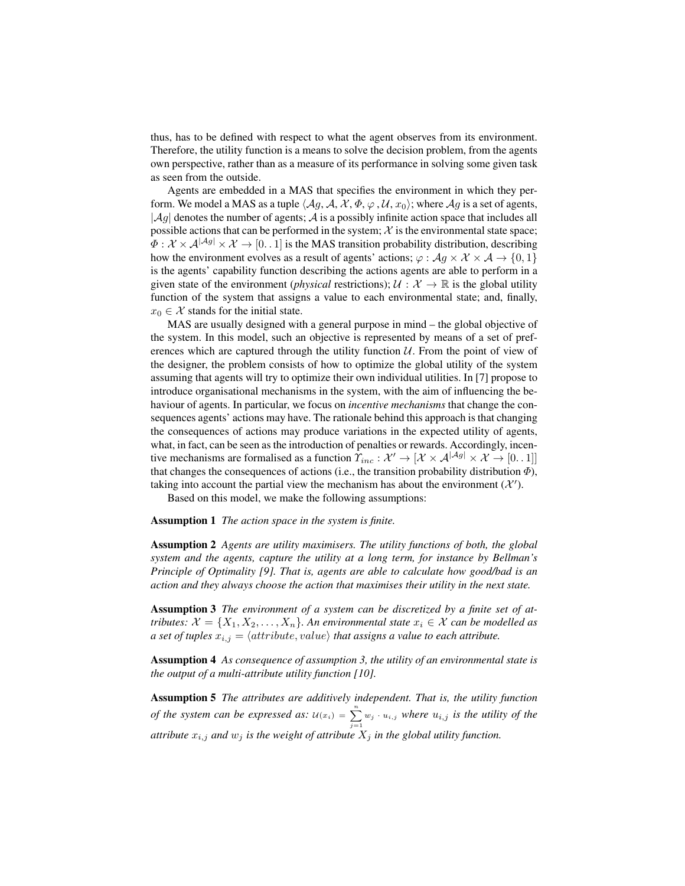thus, has to be defined with respect to what the agent observes from its environment. Therefore, the utility function is a means to solve the decision problem, from the agents own perspective, rather than as a measure of its performance in solving some given task as seen from the outside.

Agents are embedded in a MAS that specifies the environment in which they perform. We model a MAS as a tuple $\langle \mathcal{A}g, \mathcal{A}, \mathcal{X}, \Phi, \varphi, \mathcal{U}, x_0 \rangle$; where $\mathcal{A}g$ is a set of agents, $|\mathcal{A}g|$ denotes the number of agents; $\mathcal{A}$ is a possibly infinite action space that includes all possible actions that can be performed in the system; $\mathcal{X}$ is the environmental state space; $\Phi : \mathcal{X} \times \mathcal{A}^{|\mathcal{A}g|} \times \mathcal{X} \rightarrow [0..1]$ is the MAS transition probability distribution, describing how the environment evolves as a result of agents' actions; $\varphi : \mathcal{A}g \times \mathcal{X} \times \mathcal{A} \rightarrow \{0, 1\}$ is the agents' capability function describing the actions agents are able to perform in a given state of the environment (*physical* restrictions); $\mathcal{U} : \mathcal{X} \rightarrow \mathbb{R}$ is the global utility function of the system that assigns a value to each environmental state; and, finally, $x_0 \in \mathcal{X}$ stands for the initial state.

MAS are usually designed with a general purpose in mind – the global objective of the system. In this model, such an objective is represented by means of a set of preferences which are captured through the utility function $\mathcal{U}$. From the point of view of the designer, the problem consists of how to optimize the global utility of the system assuming that agents will try to optimize their own individual utilities. In [7] propose to introduce organisational mechanisms in the system, with the aim of influencing the behaviour of agents. In particular, we focus on *incentive mechanisms* that change the consequences agents' actions may have. The rationale behind this approach is that changing the consequences of actions may produce variations in the expected utility of agents, what, in fact, can be seen as the introduction of penalties or rewards. Accordingly, incentive mechanisms are formalised as a function $\Upsilon_{inc} : \mathcal{X}' \rightarrow [\mathcal{X} \times \mathcal{A}^{|\mathcal{A}g|} \times \mathcal{X} \rightarrow [0..1]]$ that changes the consequences of actions (i.e., the transition probability distribution $\Phi$), taking into account the partial view the mechanism has about the environment ($\mathcal{X}'$).

Based on this model, we make the following assumptions:

**Assumption 1** *The action space in the system is finite.*

**Assumption 2** *Agents are utility maximisers. The utility functions of both, the global system and the agents, capture the utility at a long term, for instance by Bellman's Principle of Optimality [9]. That is, agents are able to calculate how good/bad is an action and they always choose the action that maximises their utility in the next state.*

**Assumption 3** *The environment of a system can be discretized by a finite set of attributes: $\mathcal{X} = \{X_1, X_2, \ldots, X_n\}$. An environmental state $x_i \in \mathcal{X}$ can be modelled as a set of tuples $x_{i,j} = \langle attribute, value \rangle$ that assigns a value to each attribute.*

**Assumption 4** *As consequence of assumption 3, the utility of an environmental state is the output of a multi-attribute utility function [10].*

**Assumption 5** *The attributes are additively independent. That is, the utility function of the system can be expressed as: $\mathcal{U}(x_i) = \sum_{j=1}^{n} w_j \cdot u_{i,j}$ where $u_{i,j}$ is the utility of the attribute $x_{i,j}$ and $w_j$ is the weight of attribute $X_j$ in the global utility function.*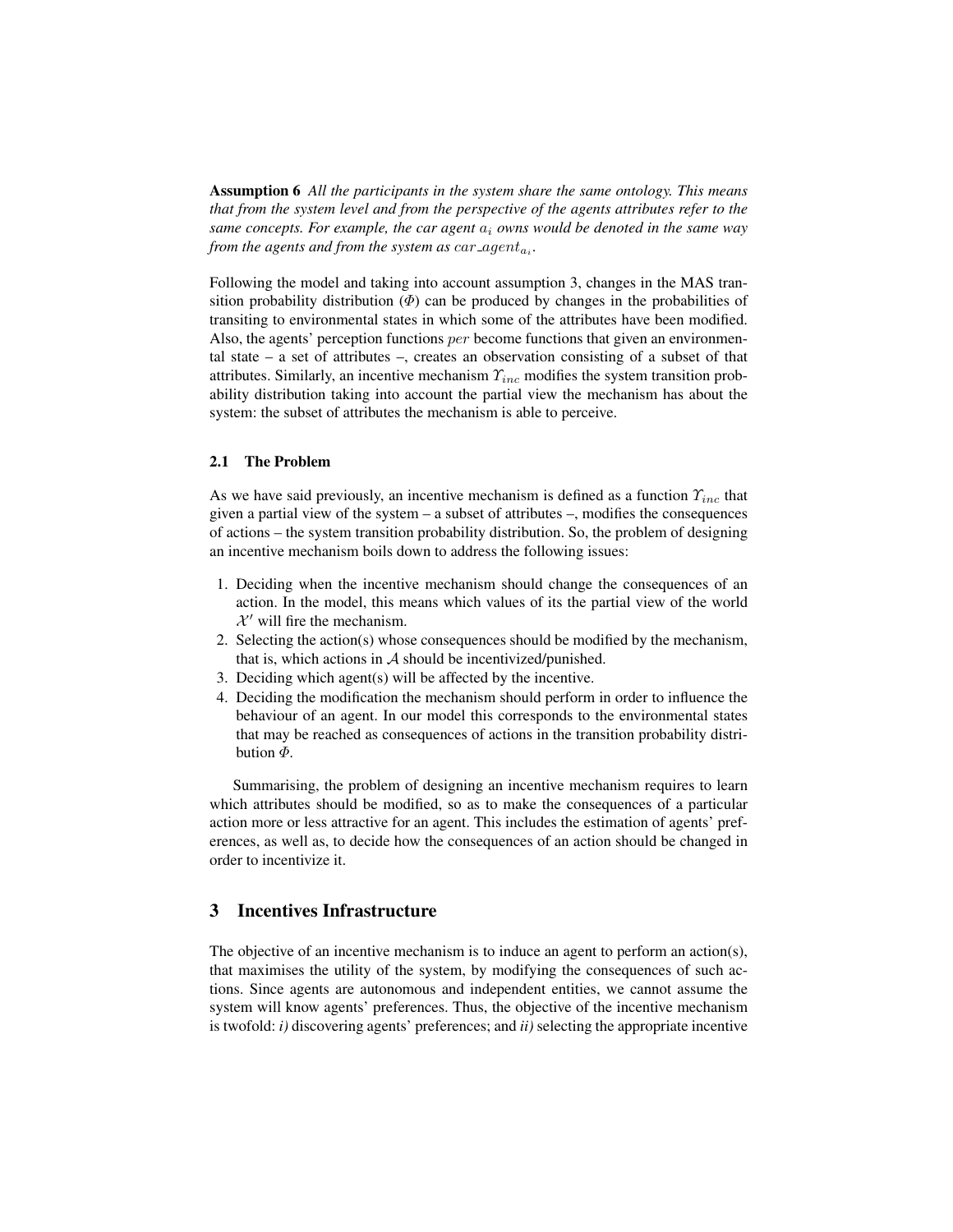**Assumption 6** *All the participants in the system share the same ontology. This means that from the system level and from the perspective of the agents attributes refer to the same concepts. For example, the car agent $a_i$ owns would be denoted in the same way from the agents and from the system as $car\_agent_{a_i}$.*

Following the model and taking into account assumption 3, changes in the MAS transition probability distribution ($\Phi$) can be produced by changes in the probabilities of transiting to environmental states in which some of the attributes have been modified. Also, the agents' perception functions $per$ become functions that given an environmental state – a set of attributes –, creates an observation consisting of a subset of that attributes. Similarly, an incentive mechanism $\Upsilon_{inc}$ modifies the system transition probability distribution taking into account the partial view the mechanism has about the system: the subset of attributes the mechanism is able to perceive.

### 2.1 The Problem

As we have said previously, an incentive mechanism is defined as a function $\Upsilon_{inc}$ that given a partial view of the system – a subset of attributes –, modifies the consequences of actions – the system transition probability distribution. So, the problem of designing an incentive mechanism boils down to address the following issues:

1. Deciding when the incentive mechanism should change the consequences of an action. In the model, this means which values of its the partial view of the world $\mathcal{X}'$ will fire the mechanism.
2. Selecting the action(s) whose consequences should be modified by the mechanism, that is, which actions in $\mathcal{A}$ should be incentivized/punished.
3. Deciding which agent(s) will be affected by the incentive.
4. Deciding the modification the mechanism should perform in order to influence the behaviour of an agent. In our model this corresponds to the environmental states that may be reached as consequences of actions in the transition probability distribution $\Phi$.

Summarising, the problem of designing an incentive mechanism requires to learn which attributes should be modified, so as to make the consequences of a particular action more or less attractive for an agent. This includes the estimation of agents' preferences, as well as, to decide how the consequences of an action should be changed in order to incentivize it.

## 3 Incentives Infrastructure

The objective of an incentive mechanism is to induce an agent to perform an action(s), that maximises the utility of the system, by modifying the consequences of such actions. Since agents are autonomous and independent entities, we cannot assume the system will know agents' preferences. Thus, the objective of the incentive mechanism is twofold: *i)* discovering agents' preferences; and *ii)* selecting the appropriate incentive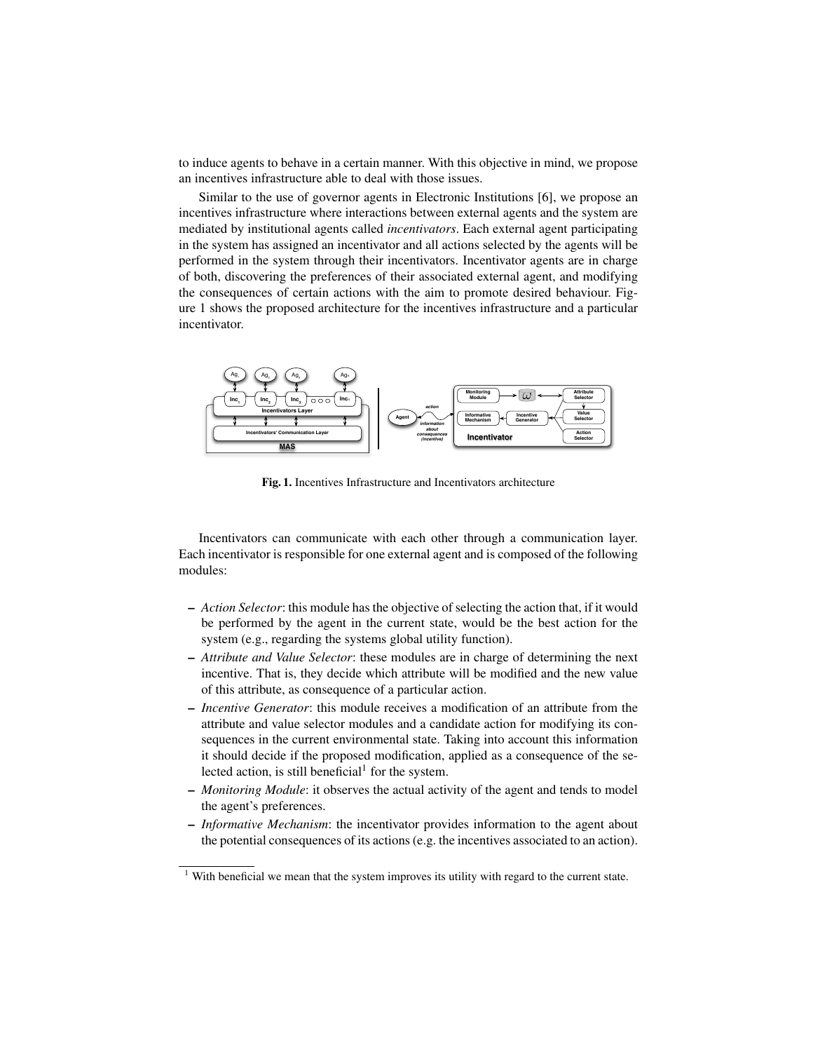to induce agents to behave in a certain manner. With this objective in mind, we propose an incentives infrastructure able to deal with those issues.

Similar to the use of governor agents in Electronic Institutions [6], we propose an incentives infrastructure where interactions between external agents and the system are mediated by institutional agents called *incentivators*. Each external agent participating in the system has assigned an incentivator and all actions selected by the agents will be performed in the system through their incentivators. Incentivator agents are in charge of both, discovering the preferences of their associated external agent, and modifying the consequences of certain actions with the aim to promote desired behaviour. Figure 1 shows the proposed architecture for the incentives infrastructure and a particular incentivator.

**Fig. 1.** Incentives Infrastructure and Incentivators architecture

Incentivators can communicate with each other through a communication layer. Each incentivator is responsible for one external agent and is composed of the following modules:

- *Action Selector*: this module has the objective of selecting the action that, if it would be performed by the agent in the current state, would be the best action for the system (e.g., regarding the systems global utility function).
- *Attribute and Value Selector*: these modules are in charge of determining the next incentive. That is, they decide which attribute will be modified and the new value of this attribute, as consequence of a particular action.
- *Incentive Generator*: this module receives a modification of an attribute from the attribute and value selector modules and a candidate action for modifying its consequences in the current environmental state. Taking into account this information it should decide if the proposed modification, applied as a consequence of the selected action, is still beneficial[1] for the system.
- *Monitoring Module*: it observes the actual activity of the agent and tends to model the agent's preferences.
- *Informative Mechanism*: the incentivator provides information to the agent about the potential consequences of its actions (e.g. the incentives associated to an action).

[1] With beneficial we mean that the system improves its utility with regard to the current state.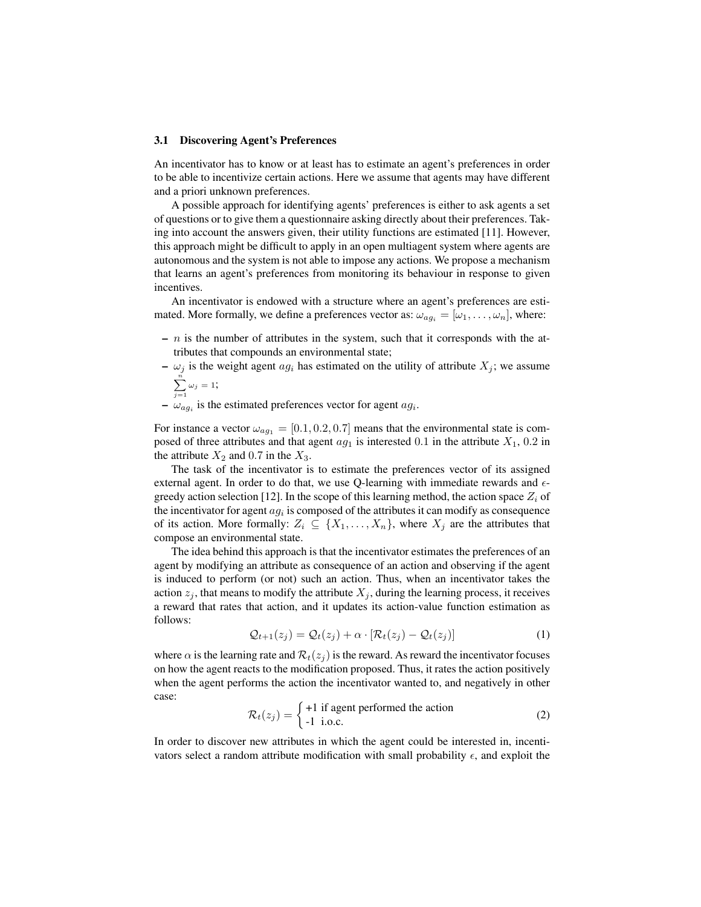### 3.1 Discovering Agent's Preferences

An incentivator has to know or at least has to estimate an agent's preferences in order to be able to incentivize certain actions. Here we assume that agents may have different and a priori unknown preferences.

A possible approach for identifying agents' preferences is either to ask agents a set of questions or to give them a questionnaire asking directly about their preferences. Taking into account the answers given, their utility functions are estimated [11]. However, this approach might be difficult to apply in an open multiagent system where agents are autonomous and the system is not able to impose any actions. We propose a mechanism that learns an agent's preferences from monitoring its behaviour in response to given incentives.

An incentivator is endowed with a structure where an agent's preferences are estimated. More formally, we define a preferences vector as: $\omega_{ag_i} = [\omega_1, \ldots, \omega_n]$, where:

- $n$ is the number of attributes in the system, such that it corresponds with the attributes that compounds an environmental state;
- $\omega_j$ is the weight agent $ag_i$ has estimated on the utility of attribute $X_j$; we assume $\sum_{j=1}^{n} \omega_j = 1$;
- $\omega_{ag_i}$ is the estimated preferences vector for agent $ag_i$.

For instance a vector $\omega_{ag_1} = [0.1, 0.2, 0.7]$ means that the environmental state is composed of three attributes and that agent $ag_1$ is interested $0.1$ in the attribute $X_1$, $0.2$ in the attribute $X_2$ and $0.7$ in the $X_3$.

The task of the incentivator is to estimate the preferences vector of its assigned external agent. In order to do that, we use Q-learning with immediate rewards and $\epsilon$-greedy action selection [12]. In the scope of this learning method, the action space $Z_i$ of the incentivator for agent $ag_i$ is composed of the attributes it can modify as consequence of its action. More formally: $Z_i \subseteq \{X_1, \ldots, X_n\}$, where $X_j$ are the attributes that compose an environmental state.

The idea behind this approach is that the incentivator estimates the preferences of an agent by modifying an attribute as consequence of an action and observing if the agent is induced to perform (or not) such an action. Thus, when an incentivator takes the action $z_j$, that means to modify the attribute $X_j$, during the learning process, it receives a reward that rates that action, and it updates its action-value function estimation as follows:

$$\mathcal{Q}_{t+1}(z_j) = \mathcal{Q}_t(z_j) + \alpha \cdot [\mathcal{R}_t(z_j) - \mathcal{Q}_t(z_j)] \tag{1}$$

where $\alpha$ is the learning rate and $\mathcal{R}_t(z_j)$ is the reward. As reward the incentivator focuses on how the agent reacts to the modification proposed. Thus, it rates the action positively when the agent performs the action the incentivator wanted to, and negatively in other case:

$$\mathcal{R}_t(z_j) = \begin{cases} \text{+1 if agent performed the action} \\ \text{-1 i.o.c.} \end{cases} \tag{2}$$

In order to discover new attributes in which the agent could be interested in, incentivators select a random attribute modification with small probability $\epsilon$, and exploit the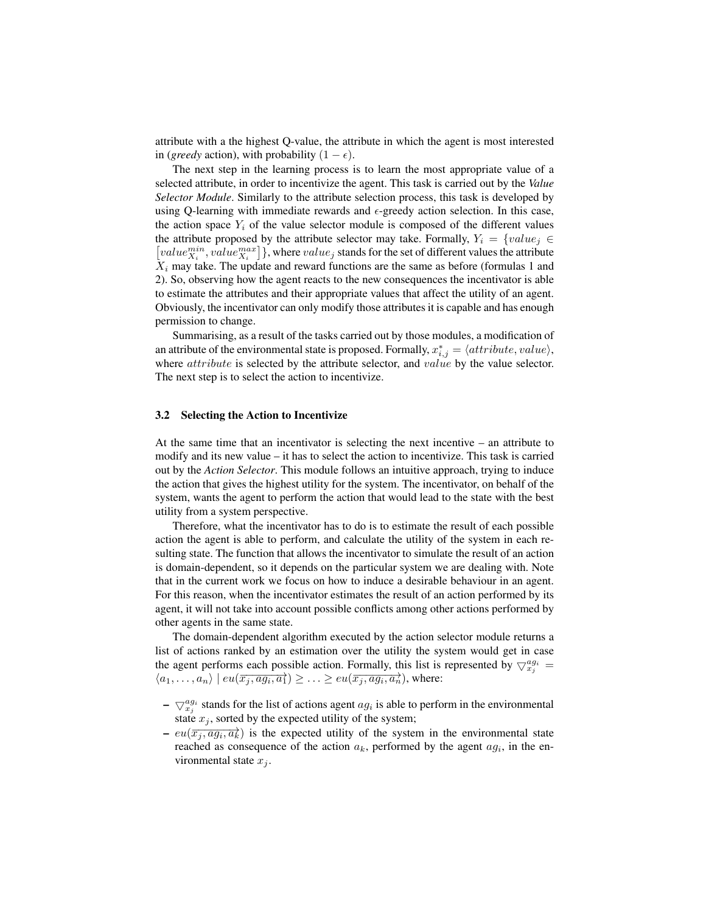attribute with a the highest Q-value, the attribute in which the agent is most interested in (*greedy* action), with probability $(1 - \epsilon)$.

The next step in the learning process is to learn the most appropriate value of a selected attribute, in order to incentivize the agent. This task is carried out by the *Value Selector Module*. Similarly to the attribute selection process, this task is developed by using Q-learning with immediate rewards and $\epsilon$-greedy action selection. In this case, the action space $Y_i$ of the value selector module is composed of the different values the attribute proposed by the attribute selector may take. Formally, $Y_i = \{value_j \in \left[value_{X_i}^{min}, value_{X_i}^{max}\right]\}$, where $value_j$ stands for the set of different values the attribute $X_i$ may take. The update and reward functions are the same as before (formulas 1 and 2). So, observing how the agent reacts to the new consequences the incentivator is able to estimate the attributes and their appropriate values that affect the utility of an agent. Obviously, the incentivator can only modify those attributes it is capable and has enough permission to change.

Summarising, as a result of the tasks carried out by those modules, a modification of an attribute of the environmental state is proposed. Formally, $x_{i,j}^{*} = \langle attribute, value \rangle$, where $attribute$ is selected by the attribute selector, and $value$ by the value selector. The next step is to select the action to incentivize.

### 3.2 Selecting the Action to Incentivize

At the same time that an incentivator is selecting the next incentive – an attribute to modify and its new value – it has to select the action to incentivize. This task is carried out by the *Action Selector*. This module follows an intuitive approach, trying to induce the action that gives the highest utility for the system. The incentivator, on behalf of the system, wants the agent to perform the action that would lead to the state with the best utility from a system perspective.

Therefore, what the incentivator has to do is to estimate the result of each possible action the agent is able to perform, and calculate the utility of the system in each resulting state. The function that allows the incentivator to simulate the result of an action is domain-dependent, so it depends on the particular system we are dealing with. Note that in the current work we focus on how to induce a desirable behaviour in an agent. For this reason, when the incentivator estimates the result of an action performed by its agent, it will not take into account possible conflicts among other actions performed by other agents in the same state.

The domain-dependent algorithm executed by the action selector module returns a list of actions ranked by an estimation over the utility the system would get in case the agent performs each possible action. Formally, this list is represented by $\bigtriangledown_{x_j}^{ag_i} = \langle a_1, \ldots, a_n \rangle \mid eu(\overrightarrow{x_j, ag_i, a_1}) \geq \ldots \geq eu(\overrightarrow{x_j, ag_i, a_n})$, where:

- $\bigtriangledown_{x_j}^{ag_i}$ stands for the list of actions agent $ag_i$ is able to perform in the environmental state $x_j$, sorted by the expected utility of the system;
- $eu(\overrightarrow{x_j, ag_i, a_k})$ is the expected utility of the system in the environmental state reached as consequence of the action $a_k$, performed by the agent $ag_i$, in the environmental state $x_j$.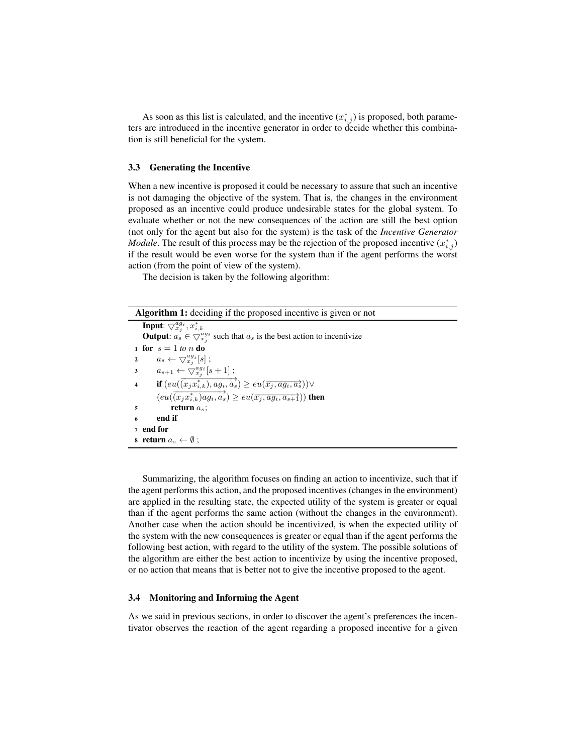As soon as this list is calculated, and the incentive ($x^*_{i,j}$) is proposed, both parameters are introduced in the incentive generator in order to decide whether this combination is still beneficial for the system.

### 3.3 Generating the Incentive

When a new incentive is proposed it could be necessary to assure that such an incentive is not damaging the objective of the system. That is, the changes in the environment proposed as an incentive could produce undesirable states for the global system. To evaluate whether or not the new consequences of the action are still the best option (not only for the agent but also for the system) is the task of the *Incentive Generator Module*. The result of this process may be the rejection of the proposed incentive ($x^*_{i,\hat{j}}$) if the result would be even worse for the system than if the agent performs the worst action (from the point of view of the system).

The decision is taken by the following algorithm:

**Algorithm 1:** deciding if the proposed incentive is given or not

**Input**: $\bigtriangledown^{ag_i}_{x_j}, x^*_{i,k}$
**Output**: $a_s \in \bigtriangledown^{ag_i}_{x_j}$ such that $a_s$ is the best action to incentivize

```
1 for s = 1 to n do
2     a_s ← ▽^{ag_i}_{x_j}[s] ;
3     a_{s+1} ← ▽^{ag_i}_{x_j}[s + 1] ;
4     if (eu(((x_j x*_{i,k}), ag_i, a_s)→) ≥ eu((x_j, ag_i, a_s)→)) ∨
      (eu(((x_j x*_{i,k}) ag_i, a_s)→) ≥ eu((x_j, ag_i, a_{s+1})→)) then
5         return a_s;
6     end if
7 end for
8 return a_s ← ∅ ;
```

Line 4 condition: $\left(eu(\overrightarrow{(x_j x^*_{i,k}), ag_i, a_s}) \geq eu(\overrightarrow{x_j, ag_i, a_s})\right) \vee \left(eu(\overrightarrow{(x_j x^*_{i,k}) ag_i, a_s}) \geq eu(\overrightarrow{x_j, ag_i, a_{s+1}})\right)$

Summarizing, the algorithm focuses on finding an action to incentivize, such that if the agent performs this action, and the proposed incentives (changes in the environment) are applied in the resulting state, the expected utility of the system is greater or equal than if the agent performs the same action (without the changes in the environment). Another case when the action should be incentivized, is when the expected utility of the system with the new consequences is greater or equal than if the agent performs the following best action, with regard to the utility of the system. The possible solutions of the algorithm are either the best action to incentivize by using the incentive proposed, or no action that means that is better not to give the incentive proposed to the agent.

### 3.4 Monitoring and Informing the Agent

As we said in previous sections, in order to discover the agent's preferences the incentivator observes the reaction of the agent regarding a proposed incentive for a given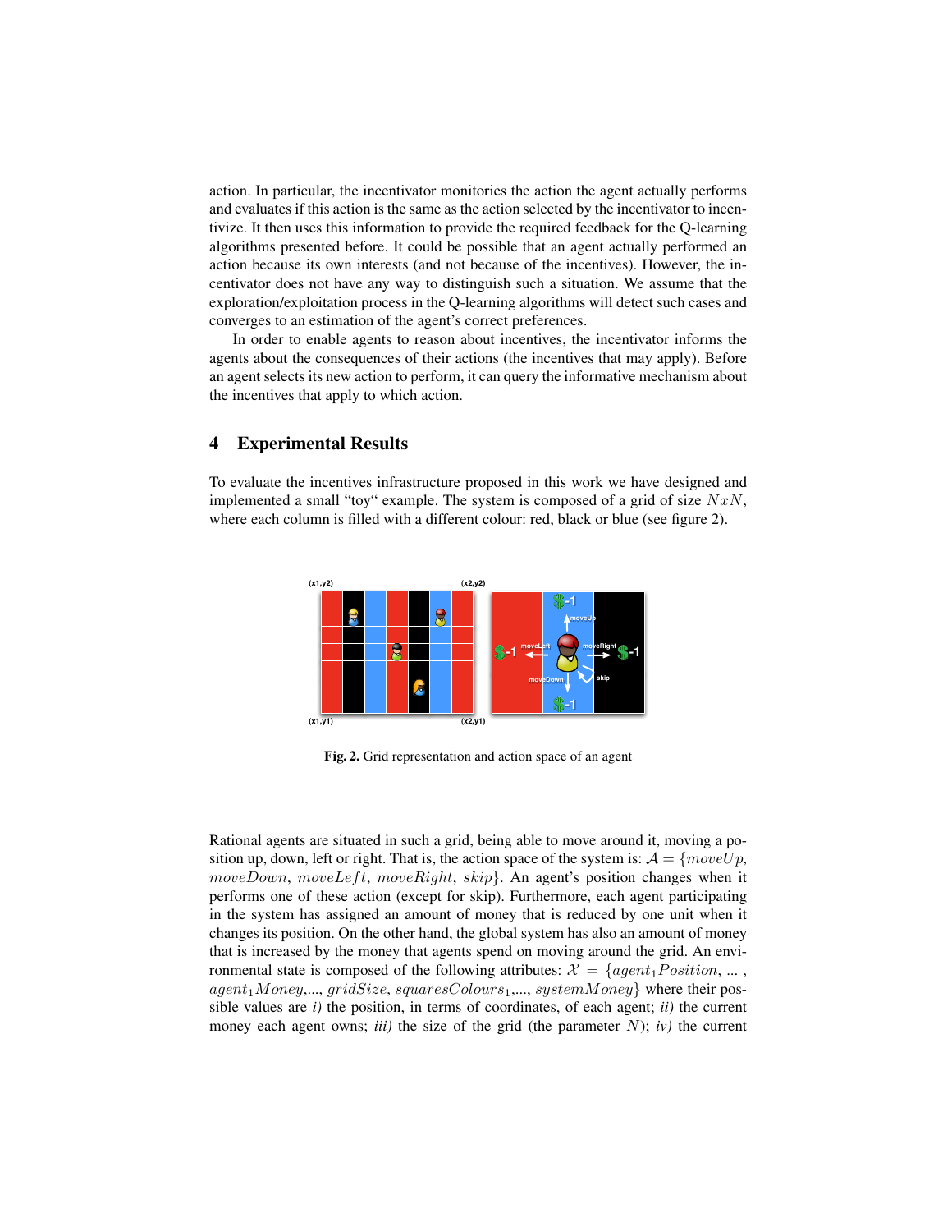action. In particular, the incentivator monitories the action the agent actually performs and evaluates if this action is the same as the action selected by the incentivator to incentivize. It then uses this information to provide the required feedback for the Q-learning algorithms presented before. It could be possible that an agent actually performed an action because its own interests (and not because of the incentives). However, the incentivator does not have any way to distinguish such a situation. We assume that the exploration/exploitation process in the Q-learning algorithms will detect such cases and converges to an estimation of the agent's correct preferences.

In order to enable agents to reason about incentives, the incentivator informs the agents about the consequences of their actions (the incentives that may apply). Before an agent selects its new action to perform, it can query the informative mechanism about the incentives that apply to which action.

## 4 Experimental Results

To evaluate the incentives infrastructure proposed in this work we have designed and implemented a small "toy" example. The system is composed of a grid of size $NxN$, where each column is filled with a different colour: red, black or blue (see figure 2).

**Fig. 2.** Grid representation and action space of an agent

Rational agents are situated in such a grid, being able to move around it, moving a position up, down, left or right. That is, the action space of the system is: $\mathcal{A} = \{moveUp, moveDown, moveLeft, moveRight, skip\}$. An agent's position changes when it performs one of these action (except for skip). Furthermore, each agent participating in the system has assigned an amount of money that is reduced by one unit when it changes its position. On the other hand, the global system has also an amount of money that is increased by the money that agents spend on moving around the grid. An environmental state is composed of the following attributes: $\mathcal{X} = \{agent_1Position, ..., agent_1Money, ..., gridSize, squaresColours_1, ..., systemMoney\}$ where their possible values are *i)* the position, in terms of coordinates, of each agent; *ii)* the current money each agent owns; *iii)* the size of the grid (the parameter $N$); *iv)* the current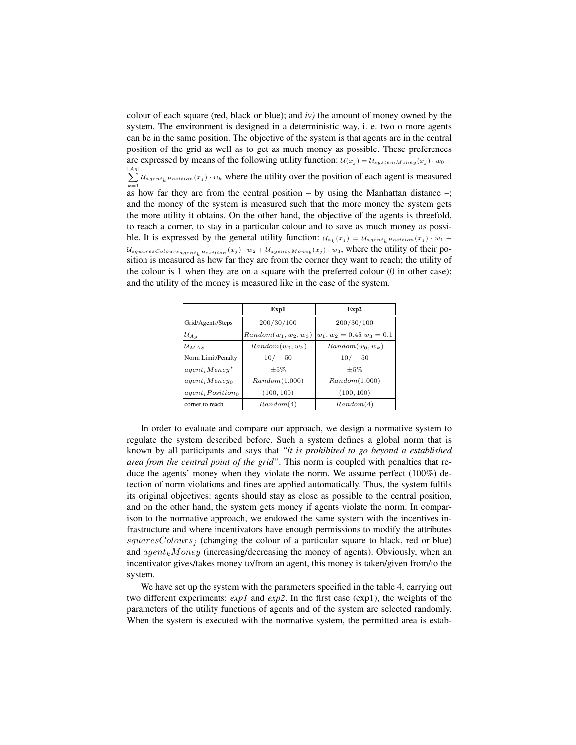colour of each square (red, black or blue); and *iv)* the amount of money owned by the system. The environment is designed in a deterministic way, i. e. two o more agents can be in the same position. The objective of the system is that agents are in the central position of the grid as well as to get as much money as possible. These preferences are expressed by means of the following utility function: $\mathcal{U}(x_j) = \mathcal{U}_{systemMoney}(x_j) \cdot w_0 + \sum_{k=1}^{|\mathcal{A}g|} \mathcal{U}_{agent_k Position}(x_j) \cdot w_k$ where the utility over the position of each agent is measured as how far they are from the central position – by using the Manhattan distance –; and the money of the system is measured such that the more money the system gets the more utility it obtains. On the other hand, the objective of the agents is threefold, to reach a corner, to stay in a particular colour and to save as much money as possible. It is expressed by the general utility function: $\mathcal{U}_{a_k}(x_j) = \mathcal{U}_{agent_k Position}(x_j) \cdot w_1 + \mathcal{U}_{squaresColours_{agent_k Position}}(x_j) \cdot w_2 + \mathcal{U}_{agent_k Money}(x_j) \cdot w_3$, where the utility of their position is measured as how far they are from the corner they want to reach; the utility of the colour is 1 when they are on a square with the preferred colour (0 in other case); and the utility of the money is measured like in the case of the system.

| | **Exp1** | **Exp2** |
|---|---|---|
| Grid/Agents/Steps | $200/30/100$ | $200/30/100$ |
| $\mathcal{U}_{Ag}$ | $Random(w_1, w_2, w_3)$ | $w_1, w_2 = 0.45\ w_3 = 0.1$ |
| $\mathcal{U}_{MAS}$ | $Random(w_0, w_k)$ | $Random(w_0, w_k)$ |
| Norm Limit/Penalty | $10/-50$ | $10/-50$ |
| $agent_i Money^*$ | $\pm 5\%$ | $\pm 5\%$ |
| $agent_i Money_0$ | $Random(1.000)$ | $Random(1.000)$ |
| $agent_i Position_0$ | $(100, 100)$ | $(100, 100)$ |
| corner to reach | $Random(4)$ | $Random(4)$ |

In order to evaluate and compare our approach, we design a normative system to regulate the system described before. Such a system defines a global norm that is known by all participants and says that *"it is prohibited to go beyond a established area from the central point of the grid"*. This norm is coupled with penalties that reduce the agents' money when they violate the norm. We assume perfect (100%) detection of norm violations and fines are applied automatically. Thus, the system fulfils its original objectives: agents should stay as close as possible to the central position, and on the other hand, the system gets money if agents violate the norm. In comparison to the normative approach, we endowed the same system with the incentives infrastructure and where incentivators have enough permissions to modify the attributes $squaresColours_j$ (changing the colour of a particular square to black, red or blue) and $agent_k Money$ (increasing/decreasing the money of agents). Obviously, when an incentivator gives/takes money to/from an agent, this money is taken/given from/to the system.

We have set up the system with the parameters specified in the table 4, carrying out two different experiments: *exp1* and *exp2*. In the first case (exp1), the weights of the parameters of the utility functions of agents and of the system are selected randomly. When the system is executed with the normative system, the permitted area is estab-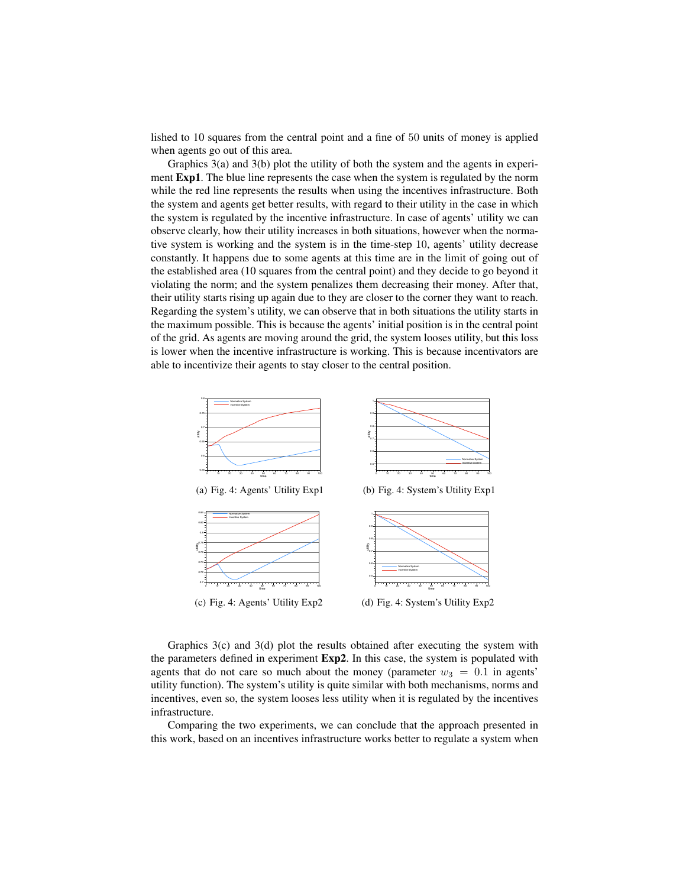lished to 10 squares from the central point and a fine of 50 units of money is applied when agents go out of this area.

Graphics 3(a) and 3(b) plot the utility of both the system and the agents in experiment **Exp1**. The blue line represents the case when the system is regulated by the norm while the red line represents the results when using the incentives infrastructure. Both the system and agents get better results, with regard to their utility in the case in which the system is regulated by the incentive infrastructure. In case of agents' utility we can observe clearly, how their utility increases in both situations, however when the normative system is working and the system is in the time-step 10, agents' utility decrease constantly. It happens due to some agents at this time are in the limit of going out of the established area (10 squares from the central point) and they decide to go beyond it violating the norm; and the system penalizes them decreasing their money. After that, their utility starts rising up again due to they are closer to the corner they want to reach. Regarding the system's utility, we can observe that in both situations the utility starts in the maximum possible. This is because the agents' initial position is in the central point of the grid. As agents are moving around the grid, the system looses utility, but this loss is lower when the incentive infrastructure is working. This is because incentivators are able to incentivize their agents to stay closer to the central position.

(a) Fig. 4: Agents' Utility Exp1

(b) Fig. 4: System's Utility Exp1

(c) Fig. 4: Agents' Utility Exp2

(d) Fig. 4: System's Utility Exp2

Graphics 3(c) and 3(d) plot the results obtained after executing the system with the parameters defined in experiment **Exp2**. In this case, the system is populated with agents that do not care so much about the money (parameter $w_3 = 0.1$ in agents' utility function). The system's utility is quite similar with both mechanisms, norms and incentives, even so, the system looses less utility when it is regulated by the incentives infrastructure.

Comparing the two experiments, we can conclude that the approach presented in this work, based on an incentives infrastructure works better to regulate a system when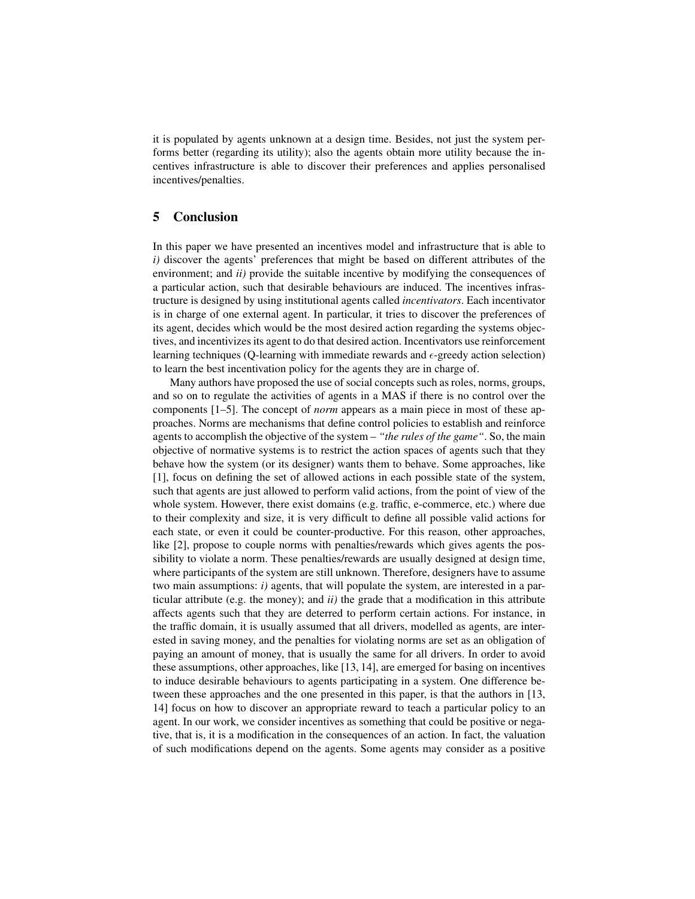it is populated by agents unknown at a design time. Besides, not just the system performs better (regarding its utility); also the agents obtain more utility because the incentives infrastructure is able to discover their preferences and applies personalised incentives/penalties.

## 5 Conclusion

In this paper we have presented an incentives model and infrastructure that is able to *i)* discover the agents' preferences that might be based on different attributes of the environment; and *ii)* provide the suitable incentive by modifying the consequences of a particular action, such that desirable behaviours are induced. The incentives infrastructure is designed by using institutional agents called *incentivators*. Each incentivator is in charge of one external agent. In particular, it tries to discover the preferences of its agent, decides which would be the most desired action regarding the systems objectives, and incentivizes its agent to do that desired action. Incentivators use reinforcement learning techniques (Q-learning with immediate rewards and $\epsilon$-greedy action selection) to learn the best incentivation policy for the agents they are in charge of.

Many authors have proposed the use of social concepts such as roles, norms, groups, and so on to regulate the activities of agents in a MAS if there is no control over the components [1–5]. The concept of *norm* appears as a main piece in most of these approaches. Norms are mechanisms that define control policies to establish and reinforce agents to accomplish the objective of the system – *"the rules of the game"*. So, the main objective of normative systems is to restrict the action spaces of agents such that they behave how the system (or its designer) wants them to behave. Some approaches, like [1], focus on defining the set of allowed actions in each possible state of the system, such that agents are just allowed to perform valid actions, from the point of view of the whole system. However, there exist domains (e.g. traffic, e-commerce, etc.) where due to their complexity and size, it is very difficult to define all possible valid actions for each state, or even it could be counter-productive. For this reason, other approaches, like [2], propose to couple norms with penalties/rewards which gives agents the possibility to violate a norm. These penalties/rewards are usually designed at design time, where participants of the system are still unknown. Therefore, designers have to assume two main assumptions: *i)* agents, that will populate the system, are interested in a particular attribute (e.g. the money); and *ii)* the grade that a modification in this attribute affects agents such that they are deterred to perform certain actions. For instance, in the traffic domain, it is usually assumed that all drivers, modelled as agents, are interested in saving money, and the penalties for violating norms are set as an obligation of paying an amount of money, that is usually the same for all drivers. In order to avoid these assumptions, other approaches, like [13, 14], are emerged for basing on incentives to induce desirable behaviours to agents participating in a system. One difference between these approaches and the one presented in this paper, is that the authors in [13, 14] focus on how to discover an appropriate reward to teach a particular policy to an agent. In our work, we consider incentives as something that could be positive or negative, that is, it is a modification in the consequences of an action. In fact, the valuation of such modifications depend on the agents. Some agents may consider as a positive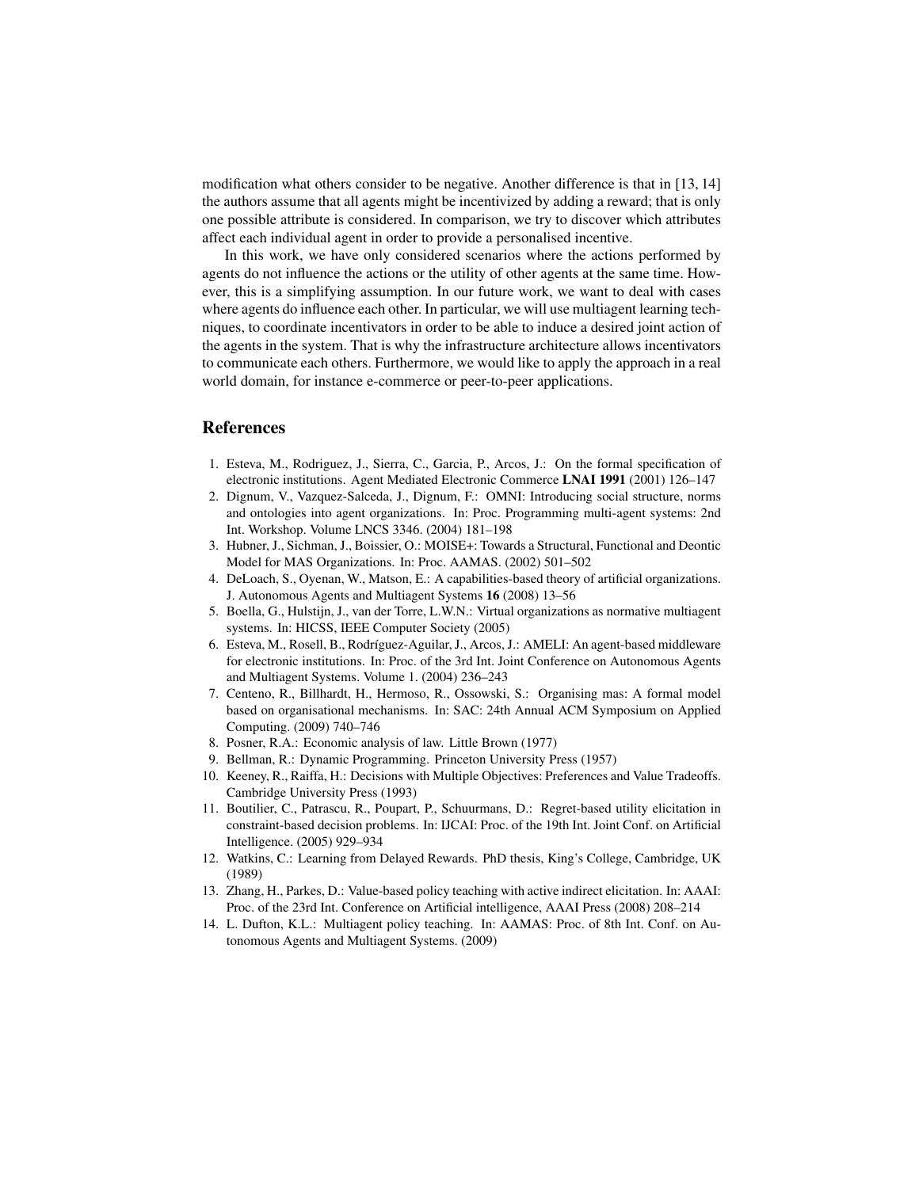modification what others consider to be negative. Another difference is that in [13, 14] the authors assume that all agents might be incentivized by adding a reward; that is only one possible attribute is considered. In comparison, we try to discover which attributes affect each individual agent in order to provide a personalised incentive.

In this work, we have only considered scenarios where the actions performed by agents do not influence the actions or the utility of other agents at the same time. However, this is a simplifying assumption. In our future work, we want to deal with cases where agents do influence each other. In particular, we will use multiagent learning techniques, to coordinate incentivators in order to be able to induce a desired joint action of the agents in the system. That is why the infrastructure architecture allows incentivators to communicate each others. Furthermore, we would like to apply the approach in a real world domain, for instance e-commerce or peer-to-peer applications.

## References

1. Esteva, M., Rodriguez, J., Sierra, C., Garcia, P., Arcos, J.: On the formal specification of electronic institutions. Agent Mediated Electronic Commerce **LNAI 1991** (2001) 126–147
2. Dignum, V., Vazquez-Salceda, J., Dignum, F.: OMNI: Introducing social structure, norms and ontologies into agent organizations. In: Proc. Programming multi-agent systems: 2nd Int. Workshop. Volume LNCS 3346. (2004) 181–198
3. Hubner, J., Sichman, J., Boissier, O.: MOISE+: Towards a Structural, Functional and Deontic Model for MAS Organizations. In: Proc. AAMAS. (2002) 501–502
4. DeLoach, S., Oyenan, W., Matson, E.: A capabilities-based theory of artificial organizations. J. Autonomous Agents and Multiagent Systems **16** (2008) 13–56
5. Boella, G., Hulstijn, J., van der Torre, L.W.N.: Virtual organizations as normative multiagent systems. In: HICSS, IEEE Computer Society (2005)
6. Esteva, M., Rosell, B., Rodríguez-Aguilar, J., Arcos, J.: AMELI: An agent-based middleware for electronic institutions. In: Proc. of the 3rd Int. Joint Conference on Autonomous Agents and Multiagent Systems. Volume 1. (2004) 236–243
7. Centeno, R., Billhardt, H., Hermoso, R., Ossowski, S.: Organising mas: A formal model based on organisational mechanisms. In: SAC: 24th Annual ACM Symposium on Applied Computing. (2009) 740–746
8. Posner, R.A.: Economic analysis of law. Little Brown (1977)
9. Bellman, R.: Dynamic Programming. Princeton University Press (1957)
10. Keeney, R., Raiffa, H.: Decisions with Multiple Objectives: Preferences and Value Tradeoffs. Cambridge University Press (1993)
11. Boutilier, C., Patrascu, R., Poupart, P., Schuurmans, D.: Regret-based utility elicitation in constraint-based decision problems. In: IJCAI: Proc. of the 19th Int. Joint Conf. on Artificial Intelligence. (2005) 929–934
12. Watkins, C.: Learning from Delayed Rewards. PhD thesis, King's College, Cambridge, UK (1989)
13. Zhang, H., Parkes, D.: Value-based policy teaching with active indirect elicitation. In: AAAI: Proc. of the 23rd Int. Conference on Artificial intelligence, AAAI Press (2008) 208–214
14. L. Dufton, K.L.: Multiagent policy teaching. In: AAMAS: Proc. of 8th Int. Conf. on Autonomous Agents and Multiagent Systems. (2009)